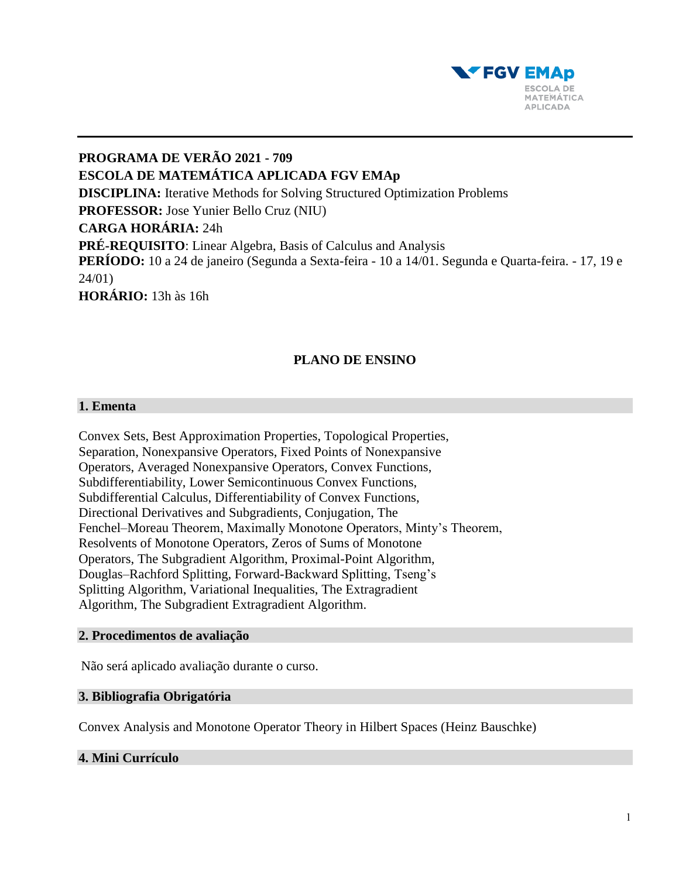**PROGRAMA DE VERÃO 2021 - 709**
**ESCOLA DE MATEMÁTICA APLICADA FGV EMAp**
**DISCIPLINA:** Iterative Methods for Solving Structured Optimization Problems
**PROFESSOR:** Jose Yunier Bello Cruz (NIU)
**CARGA HORÁRIA:** 24h
**PRÉ-REQUISITO**: Linear Algebra, Basis of Calculus and Analysis
**PERÍODO:** 10 a 24 de janeiro (Segunda a Sexta-feira - 10 a 14/01. Segunda e Quarta-feira. - 17, 19 e 24/01)
**HORÁRIO:** 13h às 16h

## PLANO DE ENSINO

### 1. Ementa

Convex Sets, Best Approximation Properties, Topological Properties, Separation, Nonexpansive Operators, Fixed Points of Nonexpansive Operators, Averaged Nonexpansive Operators, Convex Functions, Subdifferentiability, Lower Semicontinuous Convex Functions, Subdifferential Calculus, Differentiability of Convex Functions, Directional Derivatives and Subgradients, Conjugation, The Fenchel–Moreau Theorem, Maximally Monotone Operators, Minty's Theorem, Resolvents of Monotone Operators, Zeros of Sums of Monotone Operators, The Subgradient Algorithm, Proximal-Point Algorithm, Douglas–Rachford Splitting, Forward-Backward Splitting, Tseng's Splitting Algorithm, Variational Inequalities, The Extragradient Algorithm, The Subgradient Extragradient Algorithm.

### 2. Procedimentos de avaliação

Não será aplicado avaliação durante o curso.

### 3. Bibliografia Obrigatória

Convex Analysis and Monotone Operator Theory in Hilbert Spaces (Heinz Bauschke)

### 4. Mini Currículo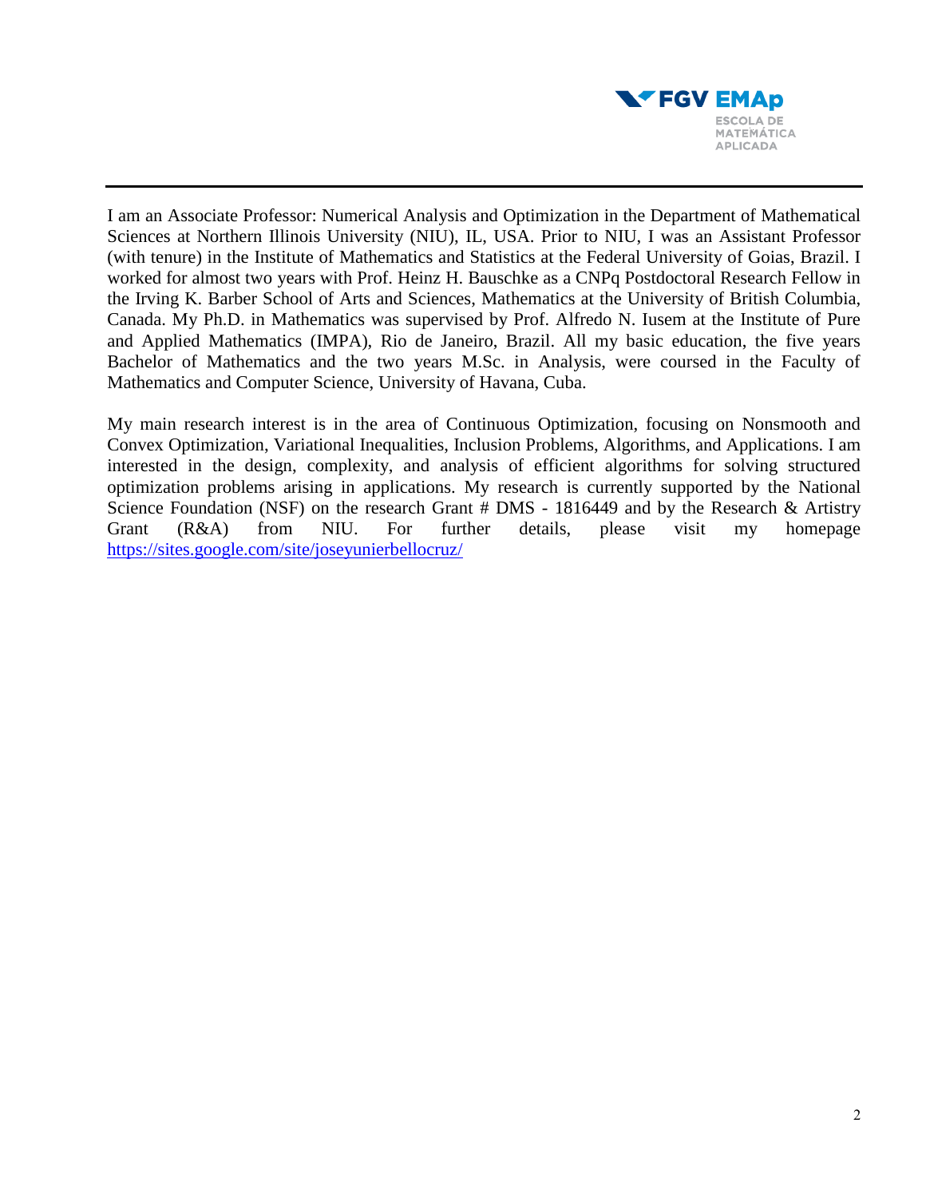I am an Associate Professor: Numerical Analysis and Optimization in the Department of Mathematical Sciences at Northern Illinois University (NIU), IL, USA. Prior to NIU, I was an Assistant Professor (with tenure) in the Institute of Mathematics and Statistics at the Federal University of Goias, Brazil. I worked for almost two years with Prof. Heinz H. Bauschke as a CNPq Postdoctoral Research Fellow in the Irving K. Barber School of Arts and Sciences, Mathematics at the University of British Columbia, Canada. My Ph.D. in Mathematics was supervised by Prof. Alfredo N. Iusem at the Institute of Pure and Applied Mathematics (IMPA), Rio de Janeiro, Brazil. All my basic education, the five years Bachelor of Mathematics and the two years M.Sc. in Analysis, were coursed in the Faculty of Mathematics and Computer Science, University of Havana, Cuba.

My main research interest is in the area of Continuous Optimization, focusing on Nonsmooth and Convex Optimization, Variational Inequalities, Inclusion Problems, Algorithms, and Applications. I am interested in the design, complexity, and analysis of efficient algorithms for solving structured optimization problems arising in applications. My research is currently supported by the National Science Foundation (NSF) on the research Grant # DMS - 1816449 and by the Research & Artistry Grant (R&A) from NIU. For further details, please visit my homepage https://sites.google.com/site/joseyunierbellocruz/